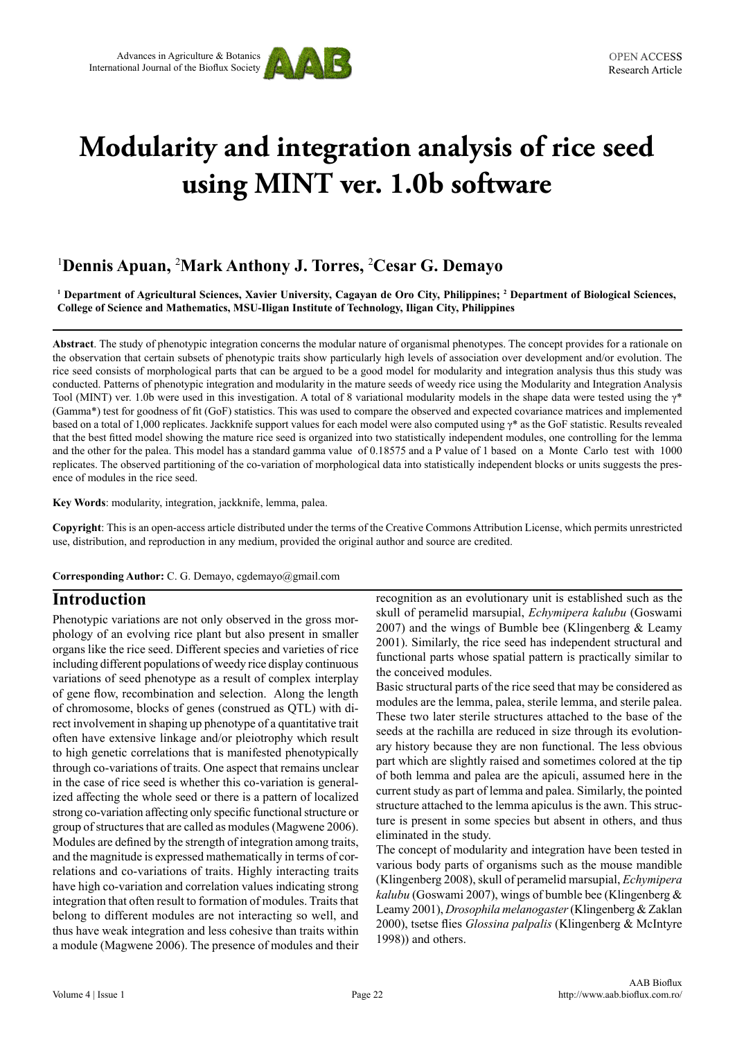# Modularity and integration analysis of rice seed using MINT ver. 1.0b software

[1]**Dennis Apuan**, [2]**Mark Anthony J. Torres**, [2]**Cesar G. Demayo**

**[1] Department of Agricultural Sciences, Xavier University, Cagayan de Oro City, Philippines; [2] Department of Biological Sciences, College of Science and Mathematics, MSU-Iligan Institute of Technology, Iligan City, Philippines**

**Abstract**. The study of phenotypic integration concerns the modular nature of organismal phenotypes. The concept provides for a rationale on the observation that certain subsets of phenotypic traits show particularly high levels of association over development and/or evolution. The rice seed consists of morphological parts that can be argued to be a good model for modularity and integration analysis thus this study was conducted. Patterns of phenotypic integration and modularity in the mature seeds of weedy rice using the Modularity and Integration Analysis Tool (MINT) ver. 1.0b were used in this investigation. A total of 8 variational modularity models in the shape data were tested using the $\gamma^*$ (Gamma*) test for goodness of fit (GoF) statistics. This was used to compare the observed and expected covariance matrices and implemented based on a total of 1,000 replicates. Jackknife support values for each model were also computed using $\gamma^*$ as the GoF statistic. Results revealed that the best fitted model showing the mature rice seed is organized into two statistically independent modules, one controlling for the lemma and the other for the palea. This model has a standard gamma value of 0.18575 and a P value of 1 based on a Monte Carlo test with 1000 replicates. The observed partitioning of the co-variation of morphological data into statistically independent blocks or units suggests the presence of modules in the rice seed.

**Key Words**: modularity, integration, jackknife, lemma, palea.

**Copyright**: This is an open-access article distributed under the terms of the Creative Commons Attribution License, which permits unrestricted use, distribution, and reproduction in any medium, provided the original author and source are credited.

**Corresponding Author:** C. G. Demayo, cgdemayo@gmail.com

## Introduction

Phenotypic variations are not only observed in the gross morphology of an evolving rice plant but also present in smaller organs like the rice seed. Different species and varieties of rice including different populations of weedy rice display continuous variations of seed phenotype as a result of complex interplay of gene flow, recombination and selection. Along the length of chromosome, blocks of genes (construed as QTL) with direct involvement in shaping up phenotype of a quantitative trait often have extensive linkage and/or pleiotrophy which result to high genetic correlations that is manifested phenotypically through co-variations of traits. One aspect that remains unclear in the case of rice seed is whether this co-variation is generalized affecting the whole seed or there is a pattern of localized strong co-variation affecting only specific functional structure or group of structures that are called as modules (Magwene 2006). Modules are defined by the strength of integration among traits, and the magnitude is expressed mathematically in terms of correlations and co-variations of traits. Highly interacting traits have high co-variation and correlation values indicating strong integration that often result to formation of modules. Traits that belong to different modules are not interacting so well, and thus have weak integration and less cohesive than traits within a module (Magwene 2006). The presence of modules and their recognition as an evolutionary unit is established such as the skull of peramelid marsupial, *Echymipera kalubu* (Goswami 2007) and the wings of Bumble bee (Klingenberg & Leamy 2001). Similarly, the rice seed has independent structural and functional parts whose spatial pattern is practically similar to the conceived modules.

Basic structural parts of the rice seed that may be considered as modules are the lemma, palea, sterile lemma, and sterile palea. These two later sterile structures attached to the base of the seeds at the rachilla are reduced in size through its evolutionary history because they are non functional. The less obvious part which are slightly raised and sometimes colored at the tip of both lemma and palea are the apiculi, assumed here in the current study as part of lemma and palea. Similarly, the pointed structure attached to the lemma apiculus is the awn. This structure is present in some species but absent in others, and thus eliminated in the study.

The concept of modularity and integration have been tested in various body parts of organisms such as the mouse mandible (Klingenberg 2008), skull of peramelid marsupial, *Echymipera kalubu* (Goswami 2007), wings of bumble bee (Klingenberg & Leamy 2001), *Drosophila melanogaster* (Klingenberg & Zaklan 2000), tsetse flies *Glossina palpalis* (Klingenberg & McIntyre 1998)) and others.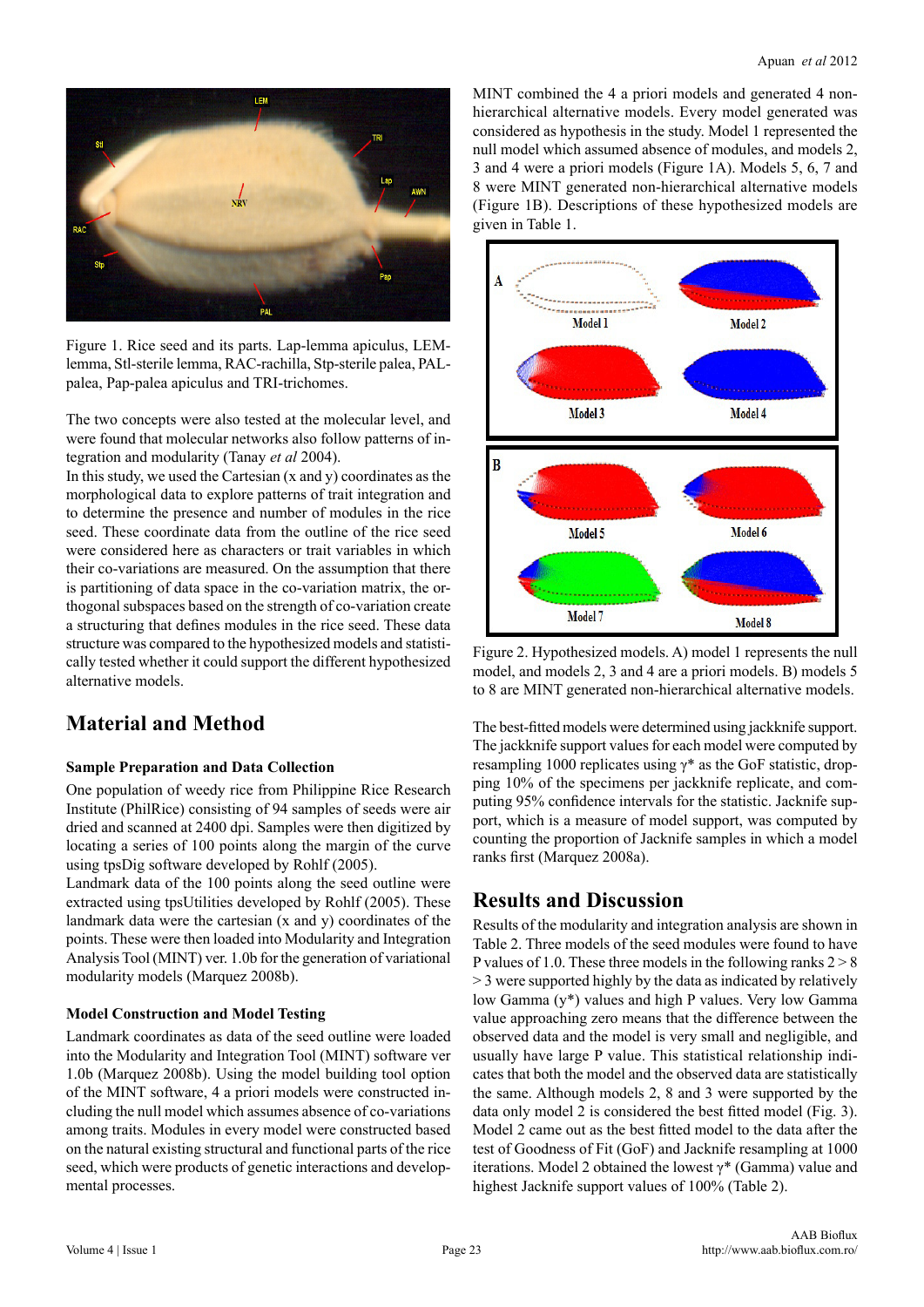Figure 1. Rice seed and its parts. Lap-lemma apiculus, LEM-lemma, Stl-sterile lemma, RAC-rachilla, Stp-sterile palea, PAL-palea, Pap-palea apiculus and TRI-trichomes.

The two concepts were also tested at the molecular level, and were found that molecular networks also follow patterns of integration and modularity (Tanay *et al* 2004).

In this study, we used the Cartesian (x and y) coordinates as the morphological data to explore patterns of trait integration and to determine the presence and number of modules in the rice seed. These coordinate data from the outline of the rice seed were considered here as characters or trait variables in which their co-variations are measured. On the assumption that there is partitioning of data space in the co-variation matrix, the orthogonal subspaces based on the strength of co-variation create a structuring that defines modules in the rice seed. These data structure was compared to the hypothesized models and statistically tested whether it could support the different hypothesized alternative models.

## Material and Method

### Sample Preparation and Data Collection

One population of weedy rice from Philippine Rice Research Institute (PhilRice) consisting of 94 samples of seeds were air dried and scanned at 2400 dpi. Samples were then digitized by locating a series of 100 points along the margin of the curve using tpsDig software developed by Rohlf (2005).

Landmark data of the 100 points along the seed outline were extracted using tpsUtilities developed by Rohlf (2005). These landmark data were the cartesian (x and y) coordinates of the points. These were then loaded into Modularity and Integration Analysis Tool (MINT) ver. 1.0b for the generation of variational modularity models (Marquez 2008b).

### Model Construction and Model Testing

Landmark coordinates as data of the seed outline were loaded into the Modularity and Integration Tool (MINT) software ver 1.0b (Marquez 2008b). Using the model building tool option of the MINT software, 4 a priori models were constructed including the null model which assumes absence of co-variations among traits. Modules in every model were constructed based on the natural existing structural and functional parts of the rice seed, which were products of genetic interactions and developmental processes.

MINT combined the 4 a priori models and generated 4 non-hierarchical alternative models. Every model generated was considered as hypothesis in the study. Model 1 represented the null model which assumed absence of modules, and models 2, 3 and 4 were a priori models (Figure 1A). Models 5, 6, 7 and 8 were MINT generated non-hierarchical alternative models (Figure 1B). Descriptions of these hypothesized models are given in Table 1.

Figure 2. Hypothesized models. A) model 1 represents the null model, and models 2, 3 and 4 are a priori models. B) models 5 to 8 are MINT generated non-hierarchical alternative models.

The best-fitted models were determined using jackknife support. The jackknife support values for each model were computed by resampling 1000 replicates using $\gamma$* as the GoF statistic, dropping 10% of the specimens per jackknife replicate, and computing 95% confidence intervals for the statistic. Jacknife support, which is a measure of model support, was computed by counting the proportion of Jacknife samples in which a model ranks first (Marquez 2008a).

## Results and Discussion

Results of the modularity and integration analysis are shown in Table 2. Three models of the seed modules were found to have P values of 1.0. These three models in the following ranks 2 > 8 > 3 were supported highly by the data as indicated by relatively low Gamma ($\gamma$*) values and high P values. Very low Gamma value approaching zero means that the difference between the observed data and the model is very small and negligible, and usually have large P value. This statistical relationship indicates that both the model and the observed data are statistically the same. Although models 2, 8 and 3 were supported by the data only model 2 is considered the best fitted model (Fig. 3). Model 2 came out as the best fitted model to the data after the test of Goodness of Fit (GoF) and Jacknife resampling at 1000 iterations. Model 2 obtained the lowest $\gamma$* (Gamma) value and highest Jacknife support values of 100% (Table 2).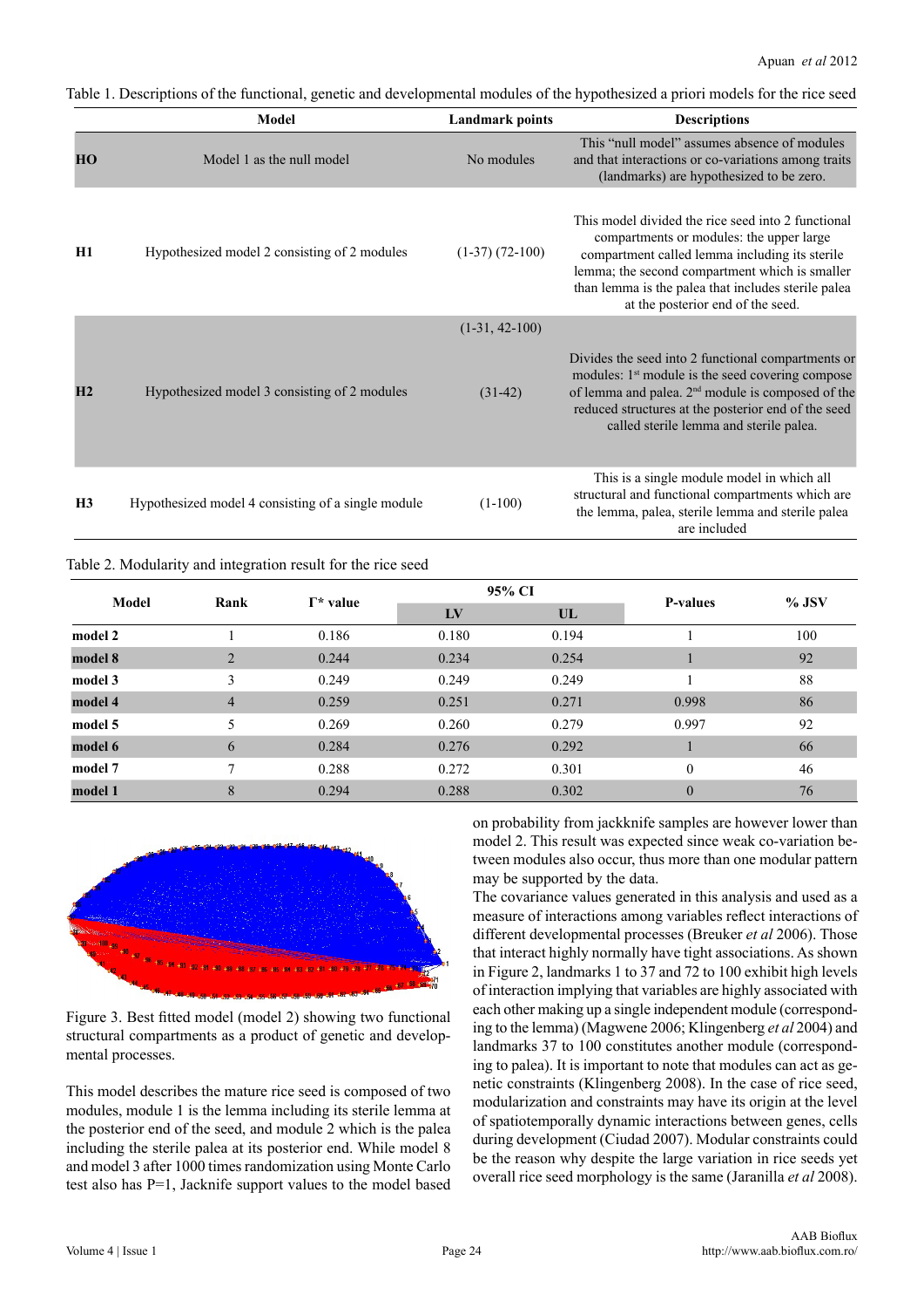Table 1. Descriptions of the functional, genetic and developmental modules of the hypothesized a priori models for the rice seed

| | Model | Landmark points | Descriptions |
|---|---|---|---|
| **HO** | Model 1 as the null model | No modules | This "null model" assumes absence of modules and that interactions or co-variations among traits (landmarks) are hypothesized to be zero. |
| **H1** | Hypothesized model 2 consisting of 2 modules | (1-37) (72-100) | This model divided the rice seed into 2 functional compartments or modules: the upper large compartment called lemma including its sterile lemma; the second compartment which is smaller than lemma is the palea that includes sterile palea at the posterior end of the seed. |
| **H2** | Hypothesized model 3 consisting of 2 modules | (1-31, 42-100) (31-42) | Divides the seed into 2 functional compartments or modules: 1st module is the seed covering compose of lemma and palea. 2nd module is composed of the reduced structures at the posterior end of the seed called sterile lemma and sterile palea. |
| **H3** | Hypothesized model 4 consisting of a single module | (1-100) | This is a single module model in which all structural and functional compartments which are the lemma, palea, sterile lemma and sterile palea are included |

Table 2. Modularity and integration result for the rice seed

| Model | Rank | Γ* value | 95% CI | | P-values | % JSV |
|---|---|---|---|---|---|---|
| | | | LV | UL | | |
| **model 2** | 1 | 0.186 | 0.180 | 0.194 | 1 | 100 |
| **model 8** | 2 | 0.244 | 0.234 | 0.254 | 1 | 92 |
| **model 3** | 3 | 0.249 | 0.249 | 0.249 | 1 | 88 |
| **model 4** | 4 | 0.259 | 0.251 | 0.271 | 0.998 | 86 |
| **model 5** | 5 | 0.269 | 0.260 | 0.279 | 0.997 | 92 |
| **model 6** | 6 | 0.284 | 0.276 | 0.292 | 1 | 66 |
| **model 7** | 7 | 0.288 | 0.272 | 0.301 | 0 | 46 |
| **model 1** | 8 | 0.294 | 0.288 | 0.302 | 0 | 76 |

Figure 3. Best fitted model (model 2) showing two functional structural compartments as a product of genetic and developmental processes.

This model describes the mature rice seed is composed of two modules, module 1 is the lemma including its sterile lemma at the posterior end of the seed, and module 2 which is the palea including the sterile palea at its posterior end. While model 8 and model 3 after 1000 times randomization using Monte Carlo test also has P=1, Jacknife support values to the model based on probability from jackknife samples are however lower than model 2. This result was expected since weak co-variation between modules also occur, thus more than one modular pattern may be supported by the data.

The covariance values generated in this analysis and used as a measure of interactions among variables reflect interactions of different developmental processes (Breuker *et al* 2006). Those that interact highly normally have tight associations. As shown in Figure 2, landmarks 1 to 37 and 72 to 100 exhibit high levels of interaction implying that variables are highly associated with each other making up a single independent module (corresponding to the lemma) (Magwene 2006; Klingenberg *et al* 2004) and landmarks 37 to 100 constitutes another module (corresponding to palea). It is important to note that modules can act as genetic constraints (Klingenberg 2008). In the case of rice seed, modularization and constraints may have its origin at the level of spatiotemporally dynamic interactions between genes, cells during development (Ciudad 2007). Modular constraints could be the reason why despite the large variation in rice seeds yet overall rice seed morphology is the same (Jaranilla *et al* 2008).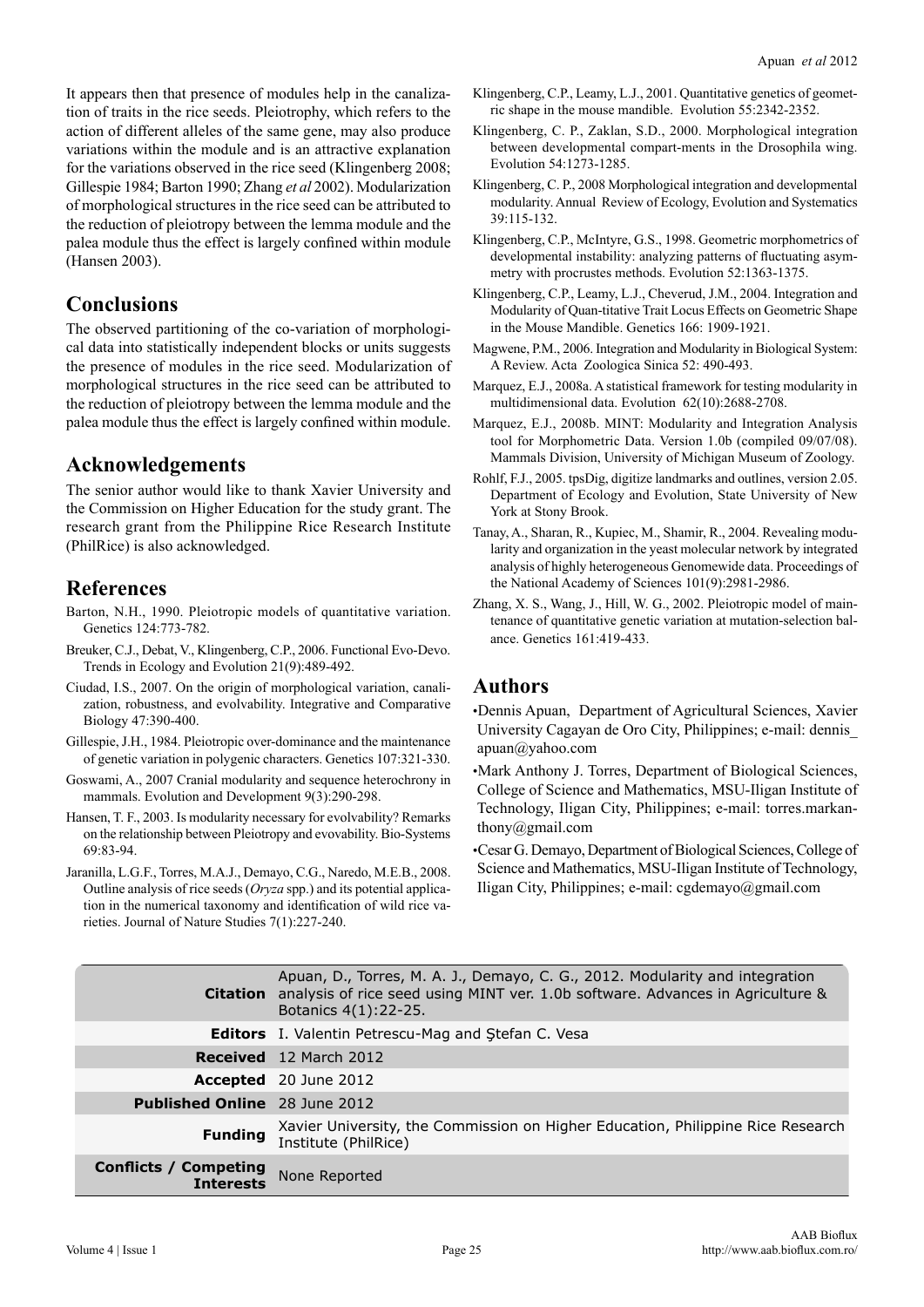It appears then that presence of modules help in the canalization of traits in the rice seeds. Pleiotrophy, which refers to the action of different alleles of the same gene, may also produce variations within the module and is an attractive explanation for the variations observed in the rice seed (Klingenberg 2008; Gillespie 1984; Barton 1990; Zhang *et al* 2002). Modularization of morphological structures in the rice seed can be attributed to the reduction of pleiotropy between the lemma module and the palea module thus the effect is largely confined within module (Hansen 2003).

## Conclusions

The observed partitioning of the co-variation of morphological data into statistically independent blocks or units suggests the presence of modules in the rice seed. Modularization of morphological structures in the rice seed can be attributed to the reduction of pleiotropy between the lemma module and the palea module thus the effect is largely confined within module.

## Acknowledgements

The senior author would like to thank Xavier University and the Commission on Higher Education for the study grant. The research grant from the Philippine Rice Research Institute (PhilRice) is also acknowledged.

## References

Barton, N.H., 1990. Pleiotropic models of quantitative variation. Genetics 124:773-782.

Breuker, C.J., Debat, V., Klingenberg, C.P., 2006. Functional Evo-Devo. Trends in Ecology and Evolution 21(9):489-492.

Ciudad, I.S., 2007. On the origin of morphological variation, canalization, robustness, and evolvability. Integrative and Comparative Biology 47:390-400.

Gillespie, J.H., 1984. Pleiotropic over-dominance and the maintenance of genetic variation in polygenic characters. Genetics 107:321-330.

Goswami, A., 2007 Cranial modularity and sequence heterochrony in mammals. Evolution and Development 9(3):290-298.

Hansen, T. F., 2003. Is modularity necessary for evolvability? Remarks on the relationship between Pleiotropy and evovability. Bio-Systems 69:83-94.

Jaranilla, L.G.F., Torres, M.A.J., Demayo, C.G., Naredo, M.E.B., 2008. Outline analysis of rice seeds (*Oryza* spp.) and its potential application in the numerical taxonomy and identification of wild rice varieties. Journal of Nature Studies 7(1):227-240.

Klingenberg, C.P., Leamy, L.J., 2001. Quantitative genetics of geometric shape in the mouse mandible. Evolution 55:2342-2352.

Klingenberg, C. P., Zaklan, S.D., 2000. Morphological integration between developmental compart-ments in the Drosophila wing. Evolution 54:1273-1285.

Klingenberg, C. P., 2008 Morphological integration and developmental modularity. Annual Review of Ecology, Evolution and Systematics 39:115-132.

Klingenberg, C.P., McIntyre, G.S., 1998. Geometric morphometrics of developmental instability: analyzing patterns of fluctuating asymmetry with procrustes methods. Evolution 52:1363-1375.

Klingenberg, C.P., Leamy, L.J., Cheverud, J.M., 2004. Integration and Modularity of Quan-titative Trait Locus Effects on Geometric Shape in the Mouse Mandible. Genetics 166: 1909-1921.

Magwene, P.M., 2006. Integration and Modularity in Biological System: A Review. Acta Zoologica Sinica 52: 490-493.

Marquez, E.J., 2008a. A statistical framework for testing modularity in multidimensional data. Evolution 62(10):2688-2708.

Marquez, E.J., 2008b. MINT: Modularity and Integration Analysis tool for Morphometric Data. Version 1.0b (compiled 09/07/08). Mammals Division, University of Michigan Museum of Zoology.

Rohlf, F.J., 2005. tpsDig, digitize landmarks and outlines, version 2.05. Department of Ecology and Evolution, State University of New York at Stony Brook.

Tanay, A., Sharan, R., Kupiec, M., Shamir, R., 2004. Revealing modularity and organization in the yeast molecular network by integrated analysis of highly heterogeneous Genomewide data. Proceedings of the National Academy of Sciences 101(9):2981-2986.

Zhang, X. S., Wang, J., Hill, W. G., 2002. Pleiotropic model of maintenance of quantitative genetic variation at mutation-selection balance. Genetics 161:419-433.

## Authors

- Dennis Apuan, Department of Agricultural Sciences, Xavier University Cagayan de Oro City, Philippines; e-mail: dennis_apuan@yahoo.com
- Mark Anthony J. Torres, Department of Biological Sciences, College of Science and Mathematics, MSU-Iligan Institute of Technology, Iligan City, Philippines; e-mail: torres.markanthony@gmail.com
- Cesar G. Demayo, Department of Biological Sciences, College of Science and Mathematics, MSU-Iligan Institute of Technology, Iligan City, Philippines; e-mail: cgdemayo@gmail.com

| | |
|---|---|
| **Citation** | Apuan, D., Torres, M. A. J., Demayo, C. G., 2012. Modularity and integration analysis of rice seed using MINT ver. 1.0b software. Advances in Agriculture & Botanics 4(1):22-25. |
| **Editors** | I. Valentin Petrescu-Mag and Ştefan C. Vesa |
| **Received** | 12 March 2012 |
| **Accepted** | 20 June 2012 |
| **Published Online** | 28 June 2012 |
| **Funding** | Xavier University, the Commission on Higher Education, Philippine Rice Research Institute (PhilRice) |
| **Conflicts / Competing Interests** | None Reported |